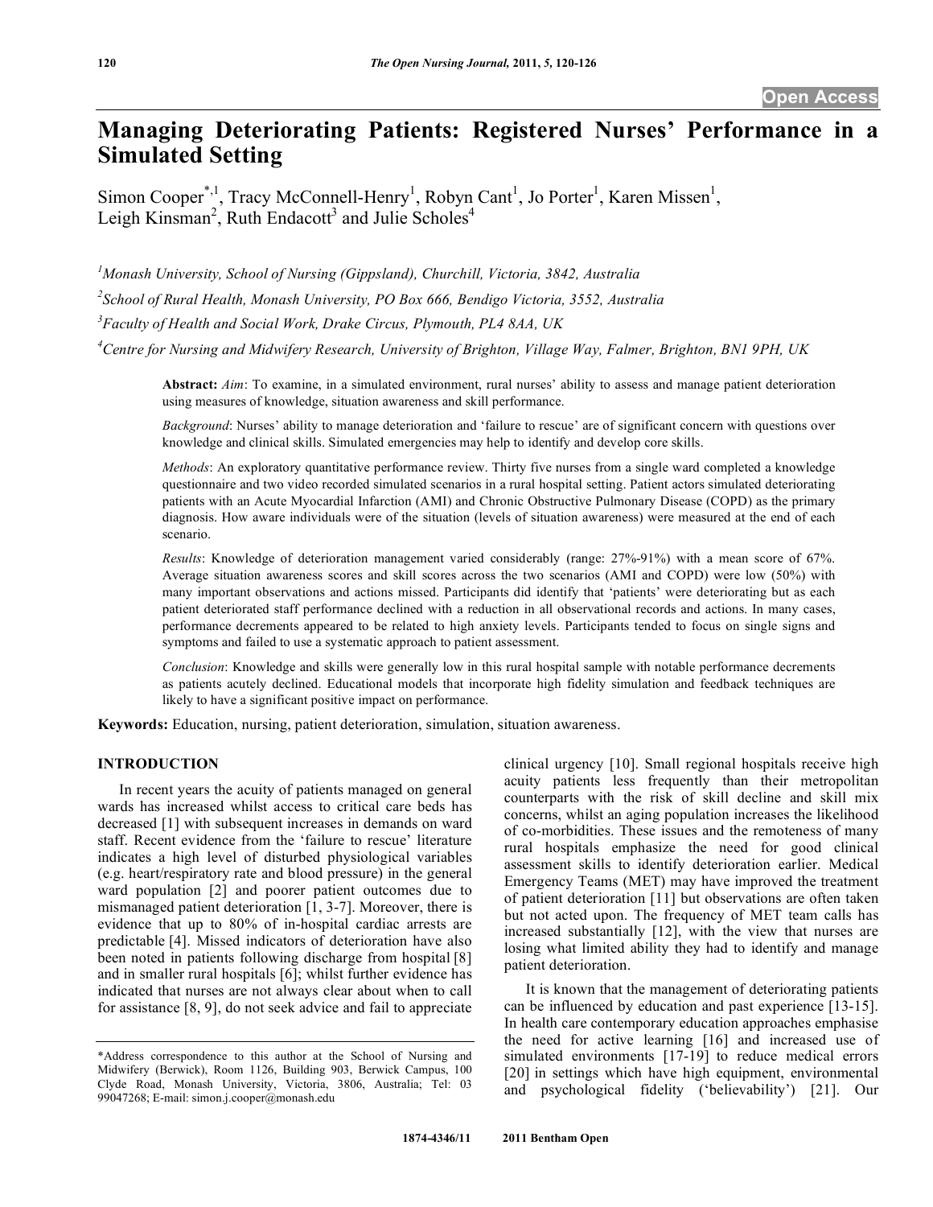# Managing Deteriorating Patients: Registered Nurses' Performance in a Simulated Setting

Simon Cooper[*,1], Tracy McConnell-Henry[1], Robyn Cant[1], Jo Porter[1], Karen Missen[1], Leigh Kinsman[2], Ruth Endacott[3] and Julie Scholes[4]

[1]*Monash University, School of Nursing (Gippsland), Churchill, Victoria, 3842, Australia*

[2]*School of Rural Health, Monash University, PO Box 666, Bendigo Victoria, 3552, Australia*

[3]*Faculty of Health and Social Work, Drake Circus, Plymouth, PL4 8AA, UK*

[4]*Centre for Nursing and Midwifery Research, University of Brighton, Village Way, Falmer, Brighton, BN1 9PH, UK*

**Abstract:** *Aim*: To examine, in a simulated environment, rural nurses' ability to assess and manage patient deterioration using measures of knowledge, situation awareness and skill performance.

*Background*: Nurses' ability to manage deterioration and 'failure to rescue' are of significant concern with questions over knowledge and clinical skills. Simulated emergencies may help to identify and develop core skills.

*Methods*: An exploratory quantitative performance review. Thirty five nurses from a single ward completed a knowledge questionnaire and two video recorded simulated scenarios in a rural hospital setting. Patient actors simulated deteriorating patients with an Acute Myocardial Infarction (AMI) and Chronic Obstructive Pulmonary Disease (COPD) as the primary diagnosis. How aware individuals were of the situation (levels of situation awareness) were measured at the end of each scenario.

*Results*: Knowledge of deterioration management varied considerably (range: 27%-91%) with a mean score of 67%. Average situation awareness scores and skill scores across the two scenarios (AMI and COPD) were low (50%) with many important observations and actions missed. Participants did identify that 'patients' were deteriorating but as each patient deteriorated staff performance declined with a reduction in all observational records and actions. In many cases, performance decrements appeared to be related to high anxiety levels. Participants tended to focus on single signs and symptoms and failed to use a systematic approach to patient assessment.

*Conclusion*: Knowledge and skills were generally low in this rural hospital sample with notable performance decrements as patients acutely declined. Educational models that incorporate high fidelity simulation and feedback techniques are likely to have a significant positive impact on performance.

**Keywords:** Education, nursing, patient deterioration, simulation, situation awareness.

## INTRODUCTION

In recent years the acuity of patients managed on general wards has increased whilst access to critical care beds has decreased [1] with subsequent increases in demands on ward staff. Recent evidence from the 'failure to rescue' literature indicates a high level of disturbed physiological variables (e.g. heart/respiratory rate and blood pressure) in the general ward population [2] and poorer patient outcomes due to mismanaged patient deterioration [1, 3-7]. Moreover, there is evidence that up to 80% of in-hospital cardiac arrests are predictable [4]. Missed indicators of deterioration have also been noted in patients following discharge from hospital [8] and in smaller rural hospitals [6]; whilst further evidence has indicated that nurses are not always clear about when to call for assistance [8, 9], do not seek advice and fail to appreciate clinical urgency [10]. Small regional hospitals receive high acuity patients less frequently than their metropolitan counterparts with the risk of skill decline and skill mix concerns, whilst an aging population increases the likelihood of co-morbidities. These issues and the remoteness of many rural hospitals emphasize the need for good clinical assessment skills to identify deterioration earlier. Medical Emergency Teams (MET) may have improved the treatment of patient deterioration [11] but observations are often taken but not acted upon. The frequency of MET team calls has increased substantially [12], with the view that nurses are losing what limited ability they had to identify and manage patient deterioration.

It is known that the management of deteriorating patients can be influenced by education and past experience [13-15]. In health care contemporary education approaches emphasise the need for active learning [16] and increased use of simulated environments [17-19] to reduce medical errors [20] in settings which have high equipment, environmental and psychological fidelity ('believability') [21]. Our

---

*Address correspondence to this author at the School of Nursing and Midwifery (Berwick), Room 1126, Building 903, Berwick Campus, 100 Clyde Road, Monash University, Victoria, 3806, Australia; Tel: 03 99047268; E-mail: simon.j.cooper@monash.edu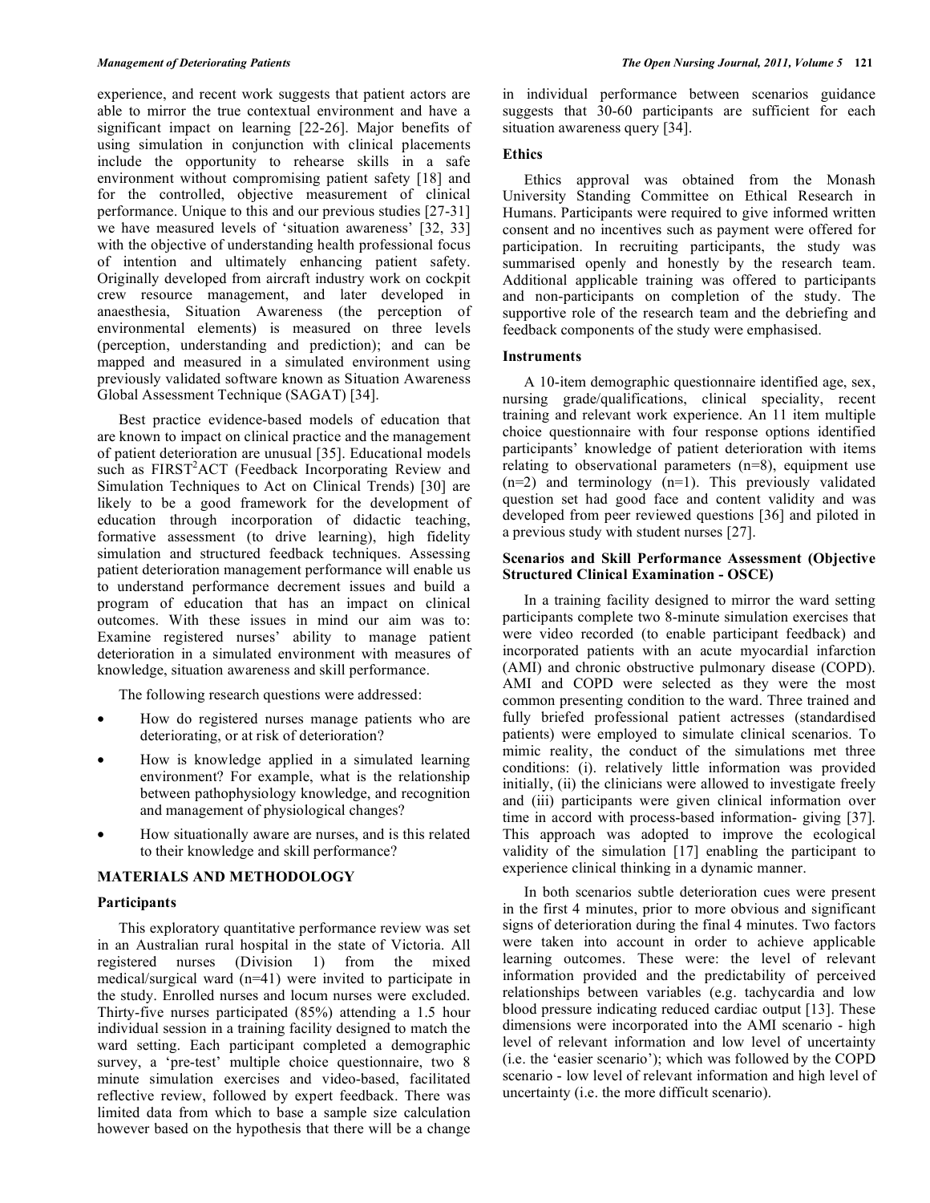experience, and recent work suggests that patient actors are able to mirror the true contextual environment and have a significant impact on learning [22-26]. Major benefits of using simulation in conjunction with clinical placements include the opportunity to rehearse skills in a safe environment without compromising patient safety [18] and for the controlled, objective measurement of clinical performance. Unique to this and our previous studies [27-31] we have measured levels of 'situation awareness' [32, 33] with the objective of understanding health professional focus of intention and ultimately enhancing patient safety. Originally developed from aircraft industry work on cockpit crew resource management, and later developed in anaesthesia, Situation Awareness (the perception of environmental elements) is measured on three levels (perception, understanding and prediction); and can be mapped and measured in a simulated environment using previously validated software known as Situation Awareness Global Assessment Technique (SAGAT) [34].

Best practice evidence-based models of education that are known to impact on clinical practice and the management of patient deterioration are unusual [35]. Educational models such as FIRST$^2$ACT (Feedback Incorporating Review and Simulation Techniques to Act on Clinical Trends) [30] are likely to be a good framework for the development of education through incorporation of didactic teaching, formative assessment (to drive learning), high fidelity simulation and structured feedback techniques. Assessing patient deterioration management performance will enable us to understand performance decrement issues and build a program of education that has an impact on clinical outcomes. With these issues in mind our aim was to: Examine registered nurses' ability to manage patient deterioration in a simulated environment with measures of knowledge, situation awareness and skill performance.

The following research questions were addressed:

- How do registered nurses manage patients who are deteriorating, or at risk of deterioration?
- How is knowledge applied in a simulated learning environment? For example, what is the relationship between pathophysiology knowledge, and recognition and management of physiological changes?
- How situationally aware are nurses, and is this related to their knowledge and skill performance?

## MATERIALS AND METHODOLOGY

### Participants

This exploratory quantitative performance review was set in an Australian rural hospital in the state of Victoria. All registered nurses (Division 1) from the mixed medical/surgical ward (n=41) were invited to participate in the study. Enrolled nurses and locum nurses were excluded. Thirty-five nurses participated (85%) attending a 1.5 hour individual session in a training facility designed to match the ward setting. Each participant completed a demographic survey, a 'pre-test' multiple choice questionnaire, two 8 minute simulation exercises and video-based, facilitated reflective review, followed by expert feedback. There was limited data from which to base a sample size calculation however based on the hypothesis that there will be a change in individual performance between scenarios guidance suggests that 30-60 participants are sufficient for each situation awareness query [34].

### Ethics

Ethics approval was obtained from the Monash University Standing Committee on Ethical Research in Humans. Participants were required to give informed written consent and no incentives such as payment were offered for participation. In recruiting participants, the study was summarised openly and honestly by the research team. Additional applicable training was offered to participants and non-participants on completion of the study. The supportive role of the research team and the debriefing and feedback components of the study were emphasised.

### Instruments

A 10-item demographic questionnaire identified age, sex, nursing grade/qualifications, clinical speciality, recent training and relevant work experience. An 11 item multiple choice questionnaire with four response options identified participants' knowledge of patient deterioration with items relating to observational parameters (n=8), equipment use (n=2) and terminology (n=1). This previously validated question set had good face and content validity and was developed from peer reviewed questions [36] and piloted in a previous study with student nurses [27].

### Scenarios and Skill Performance Assessment (Objective Structured Clinical Examination - OSCE)

In a training facility designed to mirror the ward setting participants complete two 8-minute simulation exercises that were video recorded (to enable participant feedback) and incorporated patients with an acute myocardial infarction (AMI) and chronic obstructive pulmonary disease (COPD). AMI and COPD were selected as they were the most common presenting condition to the ward. Three trained and fully briefed professional patient actresses (standardised patients) were employed to simulate clinical scenarios. To mimic reality, the conduct of the simulations met three conditions: (i). relatively little information was provided initially, (ii) the clinicians were allowed to investigate freely and (iii) participants were given clinical information over time in accord with process-based information- giving [37]. This approach was adopted to improve the ecological validity of the simulation [17] enabling the participant to experience clinical thinking in a dynamic manner.

In both scenarios subtle deterioration cues were present in the first 4 minutes, prior to more obvious and significant signs of deterioration during the final 4 minutes. Two factors were taken into account in order to achieve applicable learning outcomes. These were: the level of relevant information provided and the predictability of perceived relationships between variables (e.g. tachycardia and low blood pressure indicating reduced cardiac output) [13]. These dimensions were incorporated into the AMI scenario - high level of relevant information and low level of uncertainty (i.e. the 'easier scenario'); which was followed by the COPD scenario - low level of relevant information and high level of uncertainty (i.e. the more difficult scenario).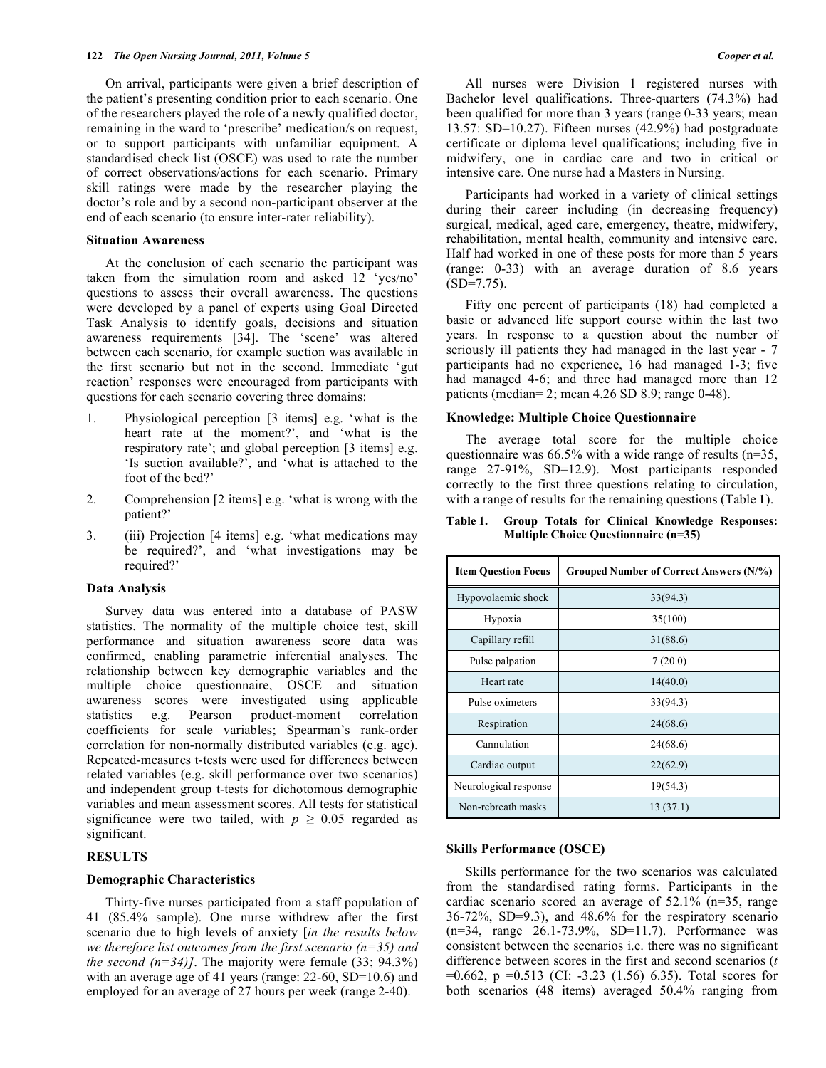On arrival, participants were given a brief description of the patient's presenting condition prior to each scenario. One of the researchers played the role of a newly qualified doctor, remaining in the ward to 'prescribe' medication/s on request, or to support participants with unfamiliar equipment. A standardised check list (OSCE) was used to rate the number of correct observations/actions for each scenario. Primary skill ratings were made by the researcher playing the doctor's role and by a second non-participant observer at the end of each scenario (to ensure inter-rater reliability).

### Situation Awareness

At the conclusion of each scenario the participant was taken from the simulation room and asked 12 'yes/no' questions to assess their overall awareness. The questions were developed by a panel of experts using Goal Directed Task Analysis to identify goals, decisions and situation awareness requirements [34]. The 'scene' was altered between each scenario, for example suction was available in the first scenario but not in the second. Immediate 'gut reaction' responses were encouraged from participants with questions for each scenario covering three domains:

1. Physiological perception [3 items] e.g. 'what is the heart rate at the moment?', and 'what is the respiratory rate'; and global perception [3 items] e.g. 'Is suction available?', and 'what is attached to the foot of the bed?'
2. Comprehension [2 items] e.g. 'what is wrong with the patient?'
3. (iii) Projection [4 items] e.g. 'what medications may be required?', and 'what investigations may be required?'

### Data Analysis

Survey data was entered into a database of PASW statistics. The normality of the multiple choice test, skill performance and situation awareness score data was confirmed, enabling parametric inferential analyses. The relationship between key demographic variables and the multiple choice questionnaire, OSCE and situation awareness scores were investigated using applicable statistics e.g. Pearson product-moment correlation coefficients for scale variables; Spearman's rank-order correlation for non-normally distributed variables (e.g. age). Repeated-measures t-tests were used for differences between related variables (e.g. skill performance over two scenarios) and independent group t-tests for dichotomous demographic variables and mean assessment scores. All tests for statistical significance were two tailed, with $p \geq 0.05$ regarded as significant.

## RESULTS

### Demographic Characteristics

Thirty-five nurses participated from a staff population of 41 (85.4% sample). One nurse withdrew after the first scenario due to high levels of anxiety [*in the results below we therefore list outcomes from the first scenario (n=35) and the second (n=34)]*. The majority were female (33; 94.3%) with an average age of 41 years (range: 22-60, SD=10.6) and employed for an average of 27 hours per week (range 2-40).

All nurses were Division 1 registered nurses with Bachelor level qualifications. Three-quarters (74.3%) had been qualified for more than 3 years (range 0-33 years; mean 13.57: SD=10.27). Fifteen nurses (42.9%) had postgraduate certificate or diploma level qualifications; including five in midwifery, one in cardiac care and two in critical or intensive care. One nurse had a Masters in Nursing.

Participants had worked in a variety of clinical settings during their career including (in decreasing frequency) surgical, medical, aged care, emergency, theatre, midwifery, rehabilitation, mental health, community and intensive care. Half had worked in one of these posts for more than 5 years (range: 0-33) with an average duration of 8.6 years (SD=7.75).

Fifty one percent of participants (18) had completed a basic or advanced life support course within the last two years. In response to a question about the number of seriously ill patients they had managed in the last year - 7 participants had no experience, 16 had managed 1-3; five had managed 4-6; and three had managed more than 12 patients (median= 2; mean 4.26 SD 8.9; range 0-48).

### Knowledge: Multiple Choice Questionnaire

The average total score for the multiple choice questionnaire was 66.5% with a wide range of results (n=35, range 27-91%, SD=12.9). Most participants responded correctly to the first three questions relating to circulation, with a range of results for the remaining questions (Table **1**).

**Table 1. Group Totals for Clinical Knowledge Responses: Multiple Choice Questionnaire (n=35)**

| Item Question Focus | Grouped Number of Correct Answers (N/%) |
|---|---|
| Hypovolaemic shock | 33(94.3) |
| Hypoxia | 35(100) |
| Capillary refill | 31(88.6) |
| Pulse palpation | 7 (20.0) |
| Heart rate | 14(40.0) |
| Pulse oximeters | 33(94.3) |
| Respiration | 24(68.6) |
| Cannulation | 24(68.6) |
| Cardiac output | 22(62.9) |
| Neurological response | 19(54.3) |
| Non-rebreath masks | 13 (37.1) |

### Skills Performance (OSCE)

Skills performance for the two scenarios was calculated from the standardised rating forms. Participants in the cardiac scenario scored an average of 52.1% (n=35, range 36-72%, SD=9.3), and 48.6% for the respiratory scenario (n=34, range 26.1-73.9%, SD=11.7). Performance was consistent between the scenarios i.e. there was no significant difference between scores in the first and second scenarios ($t$ =0.662, p =0.513 (CI: -3.23 (1.56) 6.35). Total scores for both scenarios (48 items) averaged 50.4% ranging from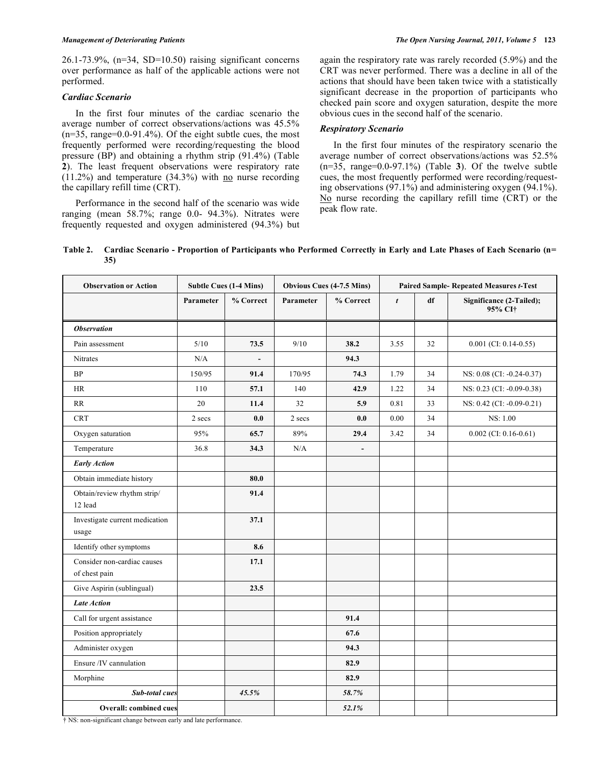26.1-73.9%, (n=34, SD=10.50) raising significant concerns over performance as half of the applicable actions were not performed.

### *Cardiac Scenario*

In the first four minutes of the cardiac scenario the average number of correct observations/actions was 45.5% (n=35, range=0.0-91.4%). Of the eight subtle cues, the most frequently performed were recording/requesting the blood pressure (BP) and obtaining a rhythm strip (91.4%) (Table **2**). The least frequent observations were respiratory rate (11.2%) and temperature (34.3%) with no nurse recording the capillary refill time (CRT).

Performance in the second half of the scenario was wide ranging (mean 58.7%; range 0.0- 94.3%). Nitrates were frequently requested and oxygen administered (94.3%) but again the respiratory rate was rarely recorded (5.9%) and the CRT was never performed. There was a decline in all of the actions that should have been taken twice with a statistically significant decrease in the proportion of participants who checked pain score and oxygen saturation, despite the more obvious cues in the second half of the scenario.

### *Respiratory Scenario*

In the first four minutes of the respiratory scenario the average number of correct observations/actions was 52.5% (n=35, range=0.0-97.1%) (Table **3**). Of the twelve subtle cues, the most frequently performed were recording/requesting observations (97.1%) and administering oxygen (94.1%). No nurse recording the capillary refill time (CRT) or the peak flow rate.

**Table 2. Cardiac Scenario - Proportion of Participants who Performed Correctly in Early and Late Phases of Each Scenario (n= 35)**

| Observation or Action | Subtle Cues (1-4 Mins) | | Obvious Cues (4-7.5 Mins) | | Paired Sample- Repeated Measures *t*-Test | | |
|---|---|---|---|---|---|---|---|
| | Parameter | % Correct | Parameter | % Correct | *t* | df | Significance (2-Tailed); 95% CI† |
| ***Observation*** | | | | | | | |
| Pain assessment | 5/10 | **73.5** | 9/10 | **38.2** | 3.55 | 32 | 0.001 (CI: 0.14-0.55) |
| Nitrates | N/A | **-** | | **94.3** | | | |
| BP | 150/95 | **91.4** | 170/95 | **74.3** | 1.79 | 34 | NS: 0.08 (CI: -0.24-0.37) |
| HR | 110 | **57.1** | 140 | **42.9** | 1.22 | 34 | NS: 0.23 (CI: -0.09-0.38) |
| RR | 20 | **11.4** | 32 | **5.9** | 0.81 | 33 | NS: 0.42 (CI: -0.09-0.21) |
| CRT | 2 secs | **0.0** | 2 secs | **0.0** | 0.00 | 34 | NS: 1.00 |
| Oxygen saturation | 95% | **65.7** | 89% | **29.4** | 3.42 | 34 | 0.002 (CI: 0.16-0.61) |
| Temperature | 36.8 | **34.3** | N/A | **-** | | | |
| ***Early Action*** | | | | | | | |
| Obtain immediate history | | **80.0** | | | | | |
| Obtain/review rhythm strip/ 12 lead | | **91.4** | | | | | |
| Investigate current medication usage | | **37.1** | | | | | |
| Identify other symptoms | | **8.6** | | | | | |
| Consider non-cardiac causes of chest pain | | **17.1** | | | | | |
| Give Aspirin (sublingual) | | **23.5** | | | | | |
| ***Late Action*** | | | | | | | |
| Call for urgent assistance | | | | **91.4** | | | |
| Position appropriately | | | | **67.6** | | | |
| Administer oxygen | | | | **94.3** | | | |
| Ensure /IV cannulation | | | | **82.9** | | | |
| Morphine | | | | **82.9** | | | |
| ***Sub-total cues*** | | *45.5%* | | *58.7%* | | | |
| **Overall: combined cues** | | | | *52.1%* | | | |

† NS: non-significant change between early and late performance.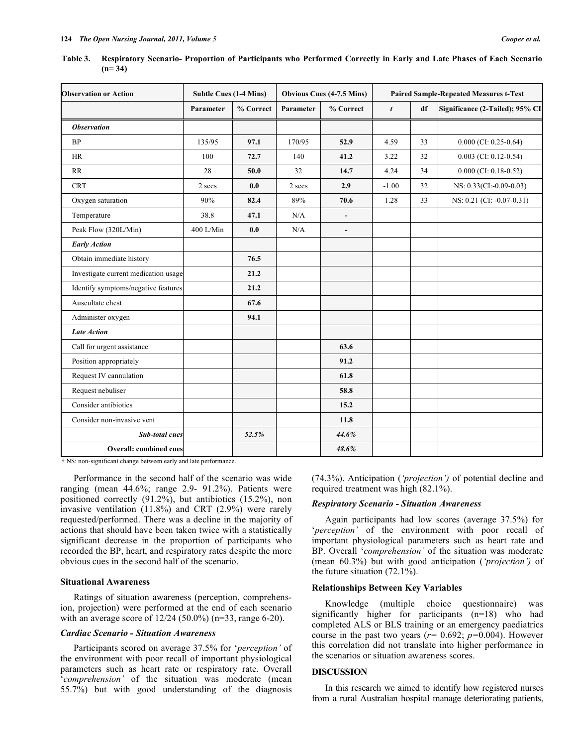**Table 3. Respiratory Scenario- Proportion of Participants who Performed Correctly in Early and Late Phases of Each Scenario (n= 34)**

| Observation or Action | Subtle Cues (1-4 Mins) | | Obvious Cues (4-7.5 Mins) | | Paired Sample-Repeated Measures t-Test | | |
|---|---|---|---|---|---|---|---|
| | Parameter | % Correct | Parameter | % Correct | *t* | df | Significance (2-Tailed); 95% CI |
| ***Observation*** | | | | | | | |
| BP | 135/95 | **97.1** | 170/95 | **52.9** | 4.59 | 33 | 0.000 (CI: 0.25-0.64) |
| HR | 100 | **72.7** | 140 | **41.2** | 3.22 | 32 | 0.003 (CI: 0.12-0.54) |
| RR | 28 | **50.0** | 32 | **14.7** | 4.24 | 34 | 0.000 (CI: 0.18-0.52) |
| CRT | 2 secs | **0.0** | 2 secs | **2.9** | -1.00 | 32 | NS: 0.33(CI:-0.09-0.03) |
| Oxygen saturation | 90% | **82.4** | 89% | **70.6** | 1.28 | 33 | NS: 0.21 (CI: -0.07-0.31) |
| Temperature | 38.8 | **47.1** | N/A | **-** | | | |
| Peak Flow (320L/Min) | 400 L/Min | **0.0** | N/A | **-** | | | |
| ***Early Action*** | | | | | | | |
| Obtain immediate history | | **76.5** | | | | | |
| Investigate current medication usage | | **21.2** | | | | | |
| Identify symptoms/negative features | | **21.2** | | | | | |
| Auscultate chest | | **67.6** | | | | | |
| Administer oxygen | | **94.1** | | | | | |
| ***Late Action*** | | | | | | | |
| Call for urgent assistance | | | | **63.6** | | | |
| Position appropriately | | | | **91.2** | | | |
| Request IV cannulation | | | | **61.8** | | | |
| Request nebuliser | | | | **58.8** | | | |
| Consider antibiotics | | | | **15.2** | | | |
| Consider non-invasive vent | | | | **11.8** | | | |
| ***Sub-total cues*** | | ***52.5%*** | | ***44.6%*** | | | |
| **Overall: combined cues** | | | | ***48.6%*** | | | |

† NS: non-significant change between early and late performance.

Performance in the second half of the scenario was wide ranging (mean 44.6%; range 2.9- 91.2%). Patients were positioned correctly (91.2%), but antibiotics (15.2%), non invasive ventilation (11.8%) and CRT (2.9%) were rarely requested/performed. There was a decline in the majority of actions that should have been taken twice with a statistically significant decrease in the proportion of participants who recorded the BP, heart, and respiratory rates despite the more obvious cues in the second half of the scenario.

### Situational Awareness

Ratings of situation awareness (perception, comprehension, projection) were performed at the end of each scenario with an average score of 12/24 (50.0%) (n=33, range 6-20).

#### *Cardiac Scenario - Situation Awareness*

Participants scored on average 37.5% for '*perception'* of the environment with poor recall of important physiological parameters such as heart rate or respiratory rate. Overall '*comprehension'* of the situation was moderate (mean 55.7%) but with good understanding of the diagnosis (74.3%). Anticipation (*'projection')* of potential decline and required treatment was high (82.1%).

#### *Respiratory Scenario - Situation Awareness*

Again participants had low scores (average 37.5%) for '*perception'* of the environment with poor recall of important physiological parameters such as heart rate and BP. Overall '*comprehension'* of the situation was moderate (mean 60.3%) but with good anticipation (*'projection')* of the future situation (72.1%).

### Relationships Between Key Variables

Knowledge (multiple choice questionnaire) was significantly higher for participants (n=18) who had completed ALS or BLS training or an emergency paediatrics course in the past two years ($r$= 0.692; $p$=0.004). However this correlation did not translate into higher performance in the scenarios or situation awareness scores.

## DISCUSSION

In this research we aimed to identify how registered nurses from a rural Australian hospital manage deteriorating patients,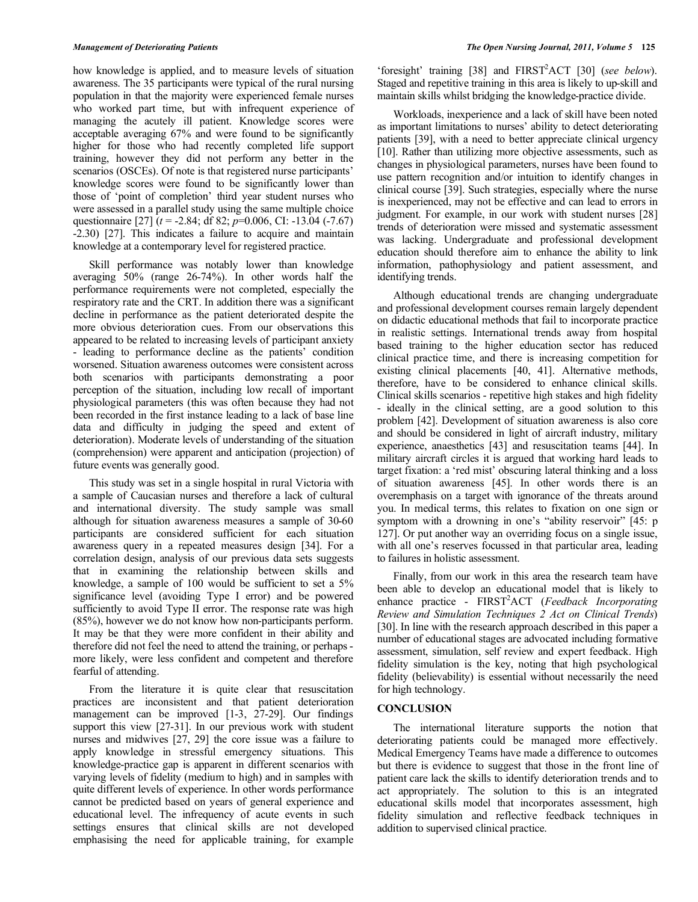how knowledge is applied, and to measure levels of situation awareness. The 35 participants were typical of the rural nursing population in that the majority were experienced female nurses who worked part time, but with infrequent experience of managing the acutely ill patient. Knowledge scores were acceptable averaging 67% and were found to be significantly higher for those who had recently completed life support training, however they did not perform any better in the scenarios (OSCEs). Of note is that registered nurse participants' knowledge scores were found to be significantly lower than those of 'point of completion' third year student nurses who were assessed in a parallel study using the same multiple choice questionnaire [27] ($t$ = -2.84; df 82; $p$=0.006, CI: -13.04 (-7.67) -2.30) [27]. This indicates a failure to acquire and maintain knowledge at a contemporary level for registered practice.

Skill performance was notably lower than knowledge averaging 50% (range 26-74%). In other words half the performance requirements were not completed, especially the respiratory rate and the CRT. In addition there was a significant decline in performance as the patient deteriorated despite the more obvious deterioration cues. From our observations this appeared to be related to increasing levels of participant anxiety - leading to performance decline as the patients' condition worsened. Situation awareness outcomes were consistent across both scenarios with participants demonstrating a poor perception of the situation, including low recall of important physiological parameters (this was often because they had not been recorded in the first instance leading to a lack of base line data and difficulty in judging the speed and extent of deterioration). Moderate levels of understanding of the situation (comprehension) were apparent and anticipation (projection) of future events was generally good.

This study was set in a single hospital in rural Victoria with a sample of Caucasian nurses and therefore a lack of cultural and international diversity. The study sample was small although for situation awareness measures a sample of 30-60 participants are considered sufficient for each situation awareness query in a repeated measures design [34]. For a correlation design, analysis of our previous data sets suggests that in examining the relationship between skills and knowledge, a sample of 100 would be sufficient to set a 5% significance level (avoiding Type I error) and be powered sufficiently to avoid Type II error. The response rate was high (85%), however we do not know how non-participants perform. It may be that they were more confident in their ability and therefore did not feel the need to attend the training, or perhaps - more likely, were less confident and competent and therefore fearful of attending.

From the literature it is quite clear that resuscitation practices are inconsistent and that patient deterioration management can be improved [1-3, 27-29]. Our findings support this view [27-31]. In our previous work with student nurses and midwives [27, 29] the core issue was a failure to apply knowledge in stressful emergency situations. This knowledge-practice gap is apparent in different scenarios with varying levels of fidelity (medium to high) and in samples with quite different levels of experience. In other words performance cannot be predicted based on years of general experience and educational level. The infrequency of acute events in such settings ensures that clinical skills are not developed emphasising the need for applicable training, for example 'foresight' training [38] and FIRST[2]ACT [30] (*see below*). Staged and repetitive training in this area is likely to up-skill and maintain skills whilst bridging the knowledge-practice divide.

Workloads, inexperience and a lack of skill have been noted as important limitations to nurses' ability to detect deteriorating patients [39], with a need to better appreciate clinical urgency [10]. Rather than utilizing more objective assessments, such as changes in physiological parameters, nurses have been found to use pattern recognition and/or intuition to identify changes in clinical course [39]. Such strategies, especially where the nurse is inexperienced, may not be effective and can lead to errors in judgment. For example, in our work with student nurses [28] trends of deterioration were missed and systematic assessment was lacking. Undergraduate and professional development education should therefore aim to enhance the ability to link information, pathophysiology and patient assessment, and identifying trends.

Although educational trends are changing undergraduate and professional development courses remain largely dependent on didactic educational methods that fail to incorporate practice in realistic settings. International trends away from hospital based training to the higher education sector has reduced clinical practice time, and there is increasing competition for existing clinical placements [40, 41]. Alternative methods, therefore, have to be considered to enhance clinical skills. Clinical skills scenarios - repetitive high stakes and high fidelity - ideally in the clinical setting, are a good solution to this problem [42]. Development of situation awareness is also core and should be considered in light of aircraft industry, military experience, anaesthetics [43] and resuscitation teams [44]. In military aircraft circles it is argued that working hard leads to target fixation: a 'red mist' obscuring lateral thinking and a loss of situation awareness [45]. In other words there is an overemphasis on a target with ignorance of the threats around you. In medical terms, this relates to fixation on one sign or symptom with a drowning in one's "ability reservoir" [45: p 127]. Or put another way an overriding focus on a single issue, with all one's reserves focussed in that particular area, leading to failures in holistic assessment.

Finally, from our work in this area the research team have been able to develop an educational model that is likely to enhance practice - FIRST[2]ACT (*Feedback Incorporating Review and Simulation Techniques 2 Act on Clinical Trends*) [30]. In line with the research approach described in this paper a number of educational stages are advocated including formative assessment, simulation, self review and expert feedback. High fidelity simulation is the key, noting that high psychological fidelity (believability) is essential without necessarily the need for high technology.

## CONCLUSION

The international literature supports the notion that deteriorating patients could be managed more effectively. Medical Emergency Teams have made a difference to outcomes but there is evidence to suggest that those in the front line of patient care lack the skills to identify deterioration trends and to act appropriately. The solution to this is an integrated educational skills model that incorporates assessment, high fidelity simulation and reflective feedback techniques in addition to supervised clinical practice.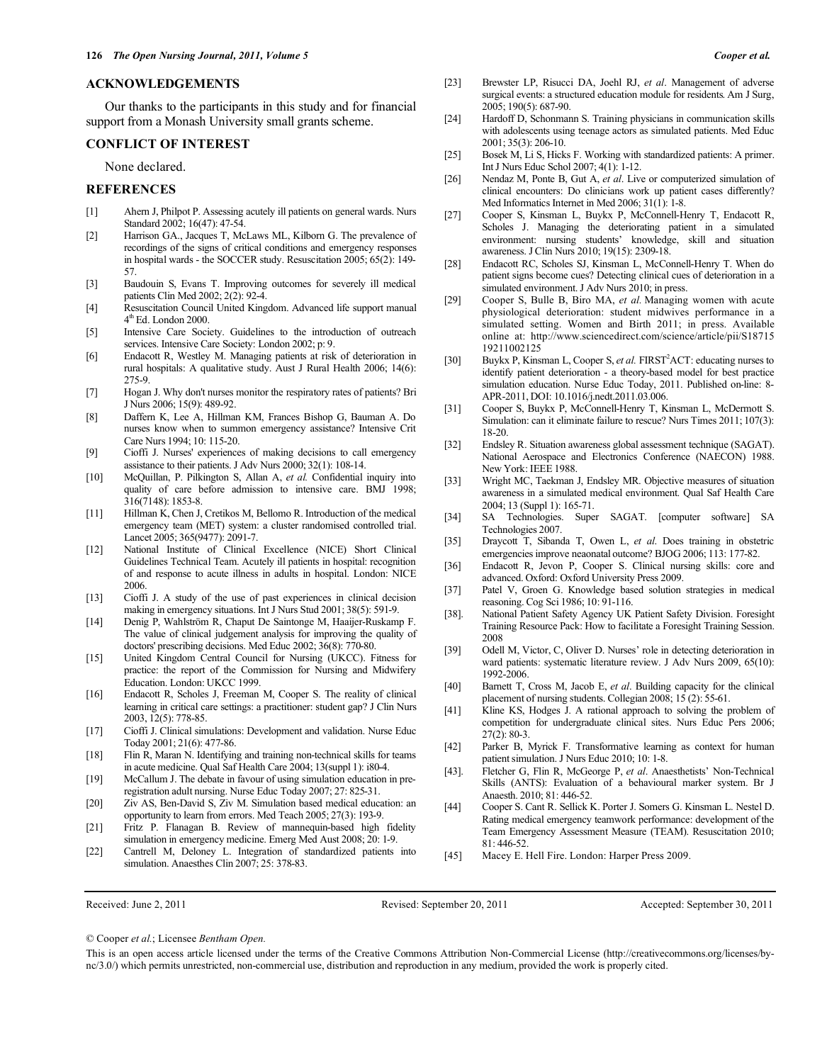## ACKNOWLEDGEMENTS

Our thanks to the participants in this study and for financial support from a Monash University small grants scheme.

## CONFLICT OF INTEREST

None declared.

## REFERENCES

[1] Ahern J, Philpot P. Assessing acutely ill patients on general wards. Nurs Standard 2002; 16(47): 47-54.

[2] Harrison GA., Jacques T, McLaws ML, Kilborn G. The prevalence of recordings of the signs of critical conditions and emergency responses in hospital wards - the SOCCER study. Resuscitation 2005; 65(2): 149-57.

[3] Baudouin S, Evans T. Improving outcomes for severely ill medical patients Clin Med 2002; 2(2): 92-4.

[4] Resuscitation Council United Kingdom. Advanced life support manual 4th Ed. London 2000.

[5] Intensive Care Society. Guidelines to the introduction of outreach services. Intensive Care Society: London 2002; p: 9.

[6] Endacott R, Westley M. Managing patients at risk of deterioration in rural hospitals: A qualitative study. Aust J Rural Health 2006; 14(6): 275-9.

[7] Hogan J. Why don't nurses monitor the respiratory rates of patients? Bri J Nurs 2006; 15(9): 489-92.

[8] Daffern K, Lee A, Hillman KM, Frances Bishop G, Bauman A. Do nurses know when to summon emergency assistance? Intensive Crit Care Nurs 1994; 10: 115-20.

[9] Cioffi J. Nurses' experiences of making decisions to call emergency assistance to their patients. J Adv Nurs 2000; 32(1): 108-14.

[10] McQuillan, P. Pilkington S, Allan A, *et al.* Confidential inquiry into quality of care before admission to intensive care. BMJ 1998; 316(7148): 1853-8.

[11] Hillman K, Chen J, Cretikos M, Bellomo R. Introduction of the medical emergency team (MET) system: a cluster randomised controlled trial. Lancet 2005; 365(9477): 2091-7.

[12] National Institute of Clinical Excellence (NICE) Short Clinical Guidelines Technical Team. Acutely ill patients in hospital: recognition of and response to acute illness in adults in hospital. London: NICE 2006.

[13] Cioffi J. A study of the use of past experiences in clinical decision making in emergency situations. Int J Nurs Stud 2001; 38(5): 591-9.

[14] Denig P, Wahlström R, Chaput De Saintonge M, Haaijer-Ruskamp F. The value of clinical judgement analysis for improving the quality of doctors' prescribing decisions. Med Educ 2002; 36(8): 770-80.

[15] United Kingdom Central Council for Nursing (UKCC). Fitness for practice: the report of the Commission for Nursing and Midwifery Education. London: UKCC 1999.

[16] Endacott R, Scholes J, Freeman M, Cooper S. The reality of clinical learning in critical care settings: a practitioner: student gap? J Clin Nurs 2003, 12(5): 778-85.

[17] Cioffi J. Clinical simulations: Development and validation. Nurse Educ Today 2001; 21(6): 477-86.

[18] Flin R, Maran N. Identifying and training non-technical skills for teams in acute medicine. Qual Saf Health Care 2004; 13(suppl 1): i80-4.

[19] McCallum J. The debate in favour of using simulation education in pre-registration adult nursing. Nurse Educ Today 2007; 27: 825-31.

[20] Ziv AS, Ben-David S, Ziv M. Simulation based medical education: an opportunity to learn from errors. Med Teach 2005; 27(3): 193-9.

[21] Fritz P. Flanagan B. Review of mannequin-based high fidelity simulation in emergency medicine. Emerg Med Aust 2008; 20: 1-9.

[22] Cantrell M, Deloney L. Integration of standardized patients into simulation. Anaesthes Clin 2007; 25: 378-83.

[23] Brewster LP, Risucci DA, Joehl RJ, *et al*. Management of adverse surgical events: a structured education module for residents. Am J Surg, 2005; 190(5): 687-90.

[24] Hardoff D, Schonmann S. Training physicians in communication skills with adolescents using teenage actors as simulated patients. Med Educ 2001; 35(3): 206-10.

[25] Bosek M, Li S, Hicks F. Working with standardized patients: A primer. Int J Nurs Educ Schol 2007; 4(1): 1-12.

[26] Nendaz M, Ponte B, Gut A, *et al*. Live or computerized simulation of clinical encounters: Do clinicians work up patient cases differently? Med Informatics Internet in Med 2006; 31(1): 1-8.

[27] Cooper S, Kinsman L, Buykx P, McConnell-Henry T, Endacott R, Scholes J. Managing the deteriorating patient in a simulated environment: nursing students' knowledge, skill and situation awareness. J Clin Nurs 2010; 19(15): 2309-18.

[28] Endacott RC, Scholes SJ, Kinsman L, McConnell-Henry T. When do patient signs become cues? Detecting clinical cues of deterioration in a simulated environment. J Adv Nurs 2010; in press.

[29] Cooper S, Bulle B, Biro MA, *et al.* Managing women with acute physiological deterioration: student midwives performance in a simulated setting. Women and Birth 2011; in press. Available online at: http://www.sciencedirect.com/science/article/pii/S1871519211002125

[30] Buykx P, Kinsman L, Cooper S, *et al.* FIRST2ACT: educating nurses to identify patient deterioration - a theory-based model for best practice simulation education. Nurse Educ Today, 2011. Published on-line: 8-APR-2011, DOI: 10.1016/j.nedt.2011.03.006.

[31] Cooper S, Buykx P, McConnell-Henry T, Kinsman L, McDermott S. Simulation: can it eliminate failure to rescue? Nurs Times 2011; 107(3): 18-20.

[32] Endsley R. Situation awareness global assessment technique (SAGAT). National Aerospace and Electronics Conference (NAECON) 1988. New York: IEEE 1988.

[33] Wright MC, Taekman J, Endsley MR. Objective measures of situation awareness in a simulated medical environment. Qual Saf Health Care 2004; 13 (Suppl 1): 165-71.

[34] SA Technologies. Super SAGAT. [computer software] SA Technologies 2007.

[35] Draycott T, Sibanda T, Owen L, *et al*. Does training in obstetric emergencies improve neonatal outcome? BJOG 2006; 113: 177-82.

[36] Endacott R, Jevon P, Cooper S. Clinical nursing skills: core and advanced. Oxford: Oxford University Press 2009.

[37] Patel V, Groen G. Knowledge based solution strategies in medical reasoning. Cog Sci 1986; 10: 91-116.

[38]. National Patient Safety Agency UK Patient Safety Division. Foresight Training Resource Pack: How to facilitate a Foresight Training Session. 2008

[39] Odell M, Victor, C, Oliver D. Nurses' role in detecting deterioration in ward patients: systematic literature review. J Adv Nurs 2009, 65(10): 1992-2006.

[40] Barnett T, Cross M, Jacob E, *et al*. Building capacity for the clinical placement of nursing students. Collegian 2008; 15 (2): 55-61.

[41] Kline KS, Hodges J. A rational approach to solving the problem of competition for undergraduate clinical sites. Nurs Educ Pers 2006; 27(2): 80-3.

[42] Parker B, Myrick F. Transformative learning as context for human patient simulation. J Nurs Educ 2010; 10: 1-8.

[43]. Fletcher G, Flin R, McGeorge P, *et al*. Anaesthetists' Non-Technical Skills (ANTS): Evaluation of a behavioural marker system. Br J Anaesth. 2010; 81: 446-52.

[44] Cooper S. Cant R. Sellick K. Porter J. Somers G. Kinsman L. Nestel D. Rating medical emergency teamwork performance: development of the Team Emergency Assessment Measure (TEAM). Resuscitation 2010; 81: 446-52.

[45] Macey E. Hell Fire. London: Harper Press 2009.

Received: June 2, 2011 Revised: September 20, 2011 Accepted: September 30, 2011

© Cooper *et al.*; Licensee *Bentham Open.*

This is an open access article licensed under the terms of the Creative Commons Attribution Non-Commercial License (http://creativecommons.org/licenses/by-nc/3.0/) which permits unrestricted, non-commercial use, distribution and reproduction in any medium, provided the work is properly cited.